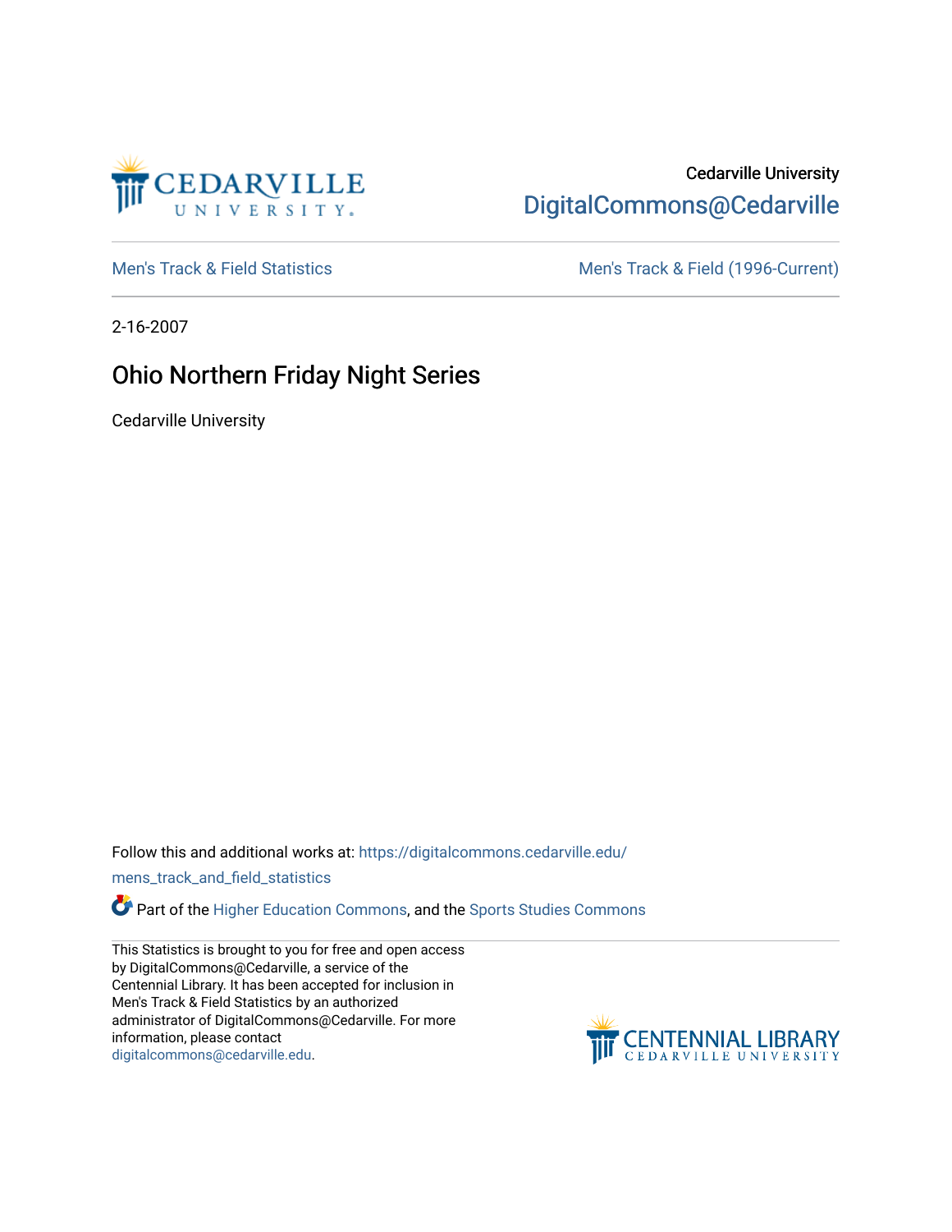Cedarville University
DigitalCommons@Cedarville

Men's Track & Field Statistics | Men's Track & Field (1996-Current)

2-16-2007

# Ohio Northern Friday Night Series

Cedarville University

Follow this and additional works at: https://digitalcommons.cedarville.edu/mens_track_and_field_statistics

Part of the Higher Education Commons, and the Sports Studies Commons

This Statistics is brought to you for free and open access by DigitalCommons@Cedarville, a service of the Centennial Library. It has been accepted for inclusion in Men's Track & Field Statistics by an authorized administrator of DigitalCommons@Cedarville. For more information, please contact digitalcommons@cedarville.edu.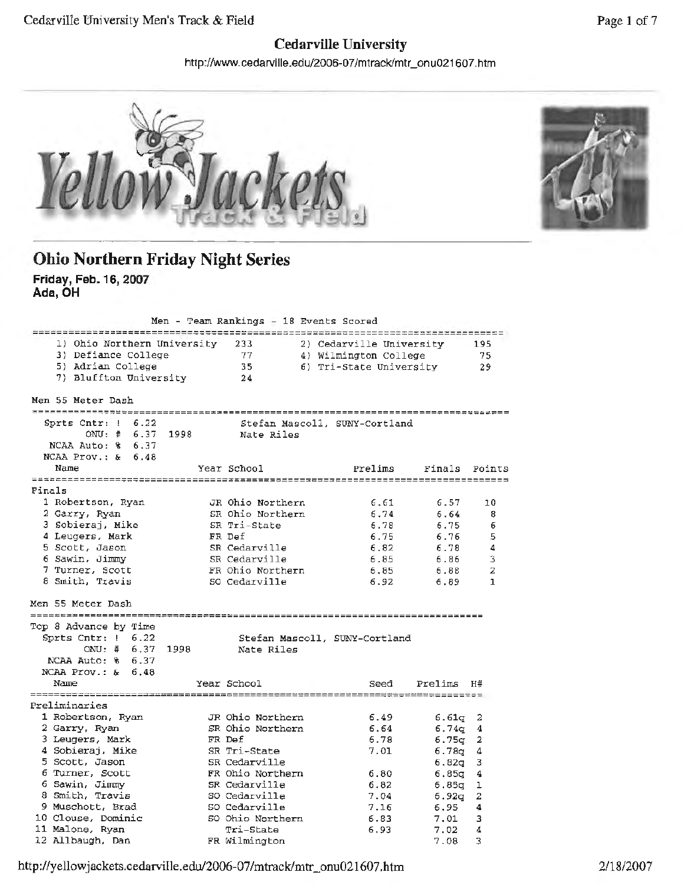## Cedarville University

http://www.cedarville.edu/2006-07/mtrack/mtr_onu021607.htm

# Ohio Northern Friday Night Series

**Friday, Feb. 16, 2007**
**Ada, OH**

### Men - Team Rankings - 18 Events Scored

| Rank | Team | Points | Rank | Team | Points |
|---|---|---|---|---|---|
| 1) | Ohio Northern University | 233 | 2) | Cedarville University | 195 |
| 3) | Defiance College | 77 | 4) | Wilmington College | 75 |
| 5) | Adrian College | 35 | 6) | Tri-State University | 29 |
| 7) | Bluffton University | 24 | | | |

### Men 55 Meter Dash

```
  Sprts Cntr: !  6.22          Stefan Mascoll, SUNY-Cortland
        ONU: #  6.37  1998     Nate Riles
  NCAA Auto: %  6.37
  NCAA Prov.: &  6.48
```

Finals

| | Name | Year | School | Prelims | Finals | Points |
|---|---|---|---|---|---|---|
| 1 | Robertson, Ryan | JR | Ohio Northern | 6.61 | 6.57 | 10 |
| 2 | Garry, Ryan | SR | Ohio Northern | 6.74 | 6.64 | 8 |
| 3 | Sobieraj, Mike | SR | Tri-State | 6.78 | 6.75 | 6 |
| 4 | Leugers, Mark | FR | Def | 6.75 | 6.76 | 5 |
| 5 | Scott, Jason | SR | Cedarville | 6.82 | 6.78 | 4 |
| 6 | Sawin, Jimmy | SR | Cedarville | 6.85 | 6.86 | 3 |
| 7 | Turner, Scott | FR | Ohio Northern | 6.85 | 6.88 | 2 |
| 8 | Smith, Travis | SO | Cedarville | 6.92 | 6.89 | 1 |

### Men 55 Meter Dash

Top 8 Advance by Time

```
  Sprts Cntr: !  6.22          Stefan Mascoll, SUNY-Cortland
        ONU: #  6.37  1998     Nate Riles
  NCAA Auto: %  6.37
  NCAA Prov.: &  6.48
```

Preliminaries

| | Name | Year | School | Seed | Prelims | H# |
|---|---|---|---|---|---|---|
| 1 | Robertson, Ryan | JR | Ohio Northern | 6.49 | 6.61q | 2 |
| 2 | Garry, Ryan | SR | Ohio Northern | 6.64 | 6.74q | 4 |
| 3 | Leugers, Mark | FR | Def | 6.78 | 6.75q | 2 |
| 4 | Sobieraj, Mike | SR | Tri-State | 7.01 | 6.78q | 4 |
| 5 | Scott, Jason | SR | Cedarville | | 6.82q | 3 |
| 6 | Turner, Scott | FR | Ohio Northern | 6.80 | 6.85q | 4 |
| 6 | Sawin, Jimmy | SR | Cedarville | 6.82 | 6.85q | 1 |
| 8 | Smith, Travis | SO | Cedarville | 7.04 | 6.92q | 2 |
| 9 | Muschott, Brad | SO | Cedarville | 7.16 | 6.95 | 4 |
| 10 | Clouse, Dominic | SO | Ohio Northern | 6.83 | 7.01 | 3 |
| 11 | Malone, Ryan | | Tri-State | 6.93 | 7.02 | 4 |
| 12 | Allbaugh, Dan | FR | Wilmington | | 7.08 | 3 |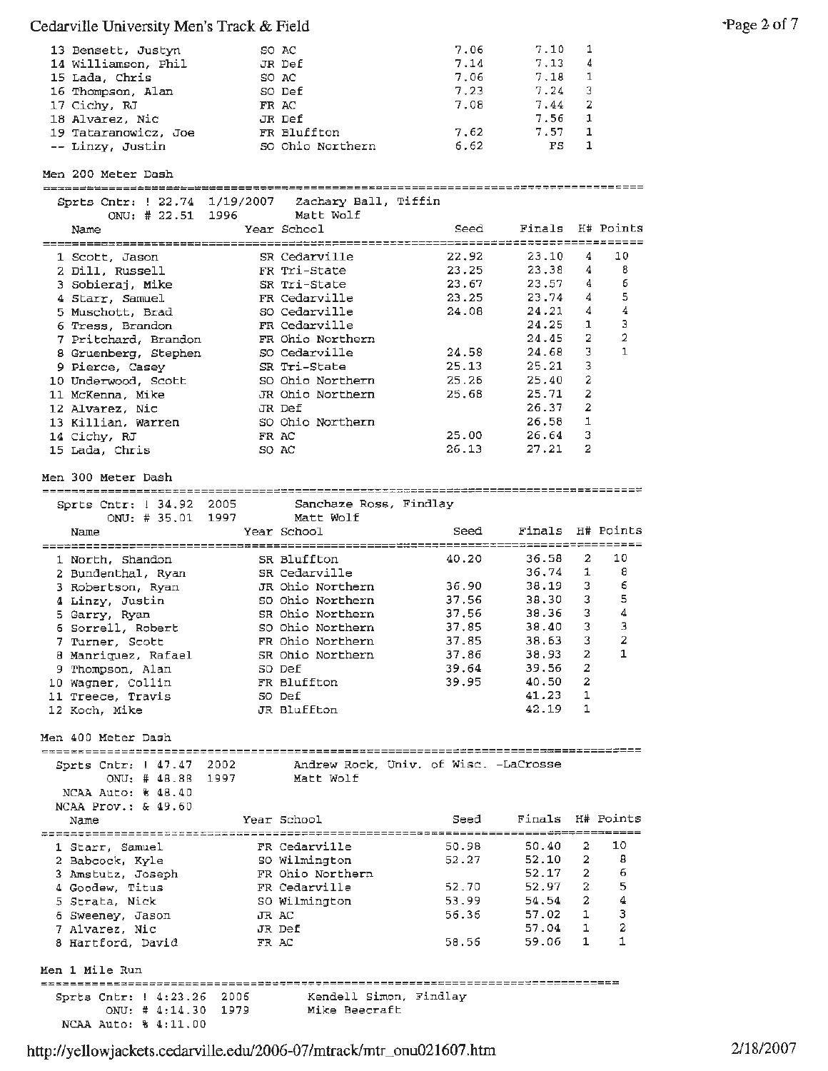| | Name | Year | School | Seed | Finals | H# |
|---|---|---|---|---|---|---|
| 13 | Bensett, Justyn | SO | AC | 7.06 | 7.10 | 1 |
| 14 | Williamson, Phil | JR | Def | 7.14 | 7.13 | 4 |
| 15 | Lada, Chris | SO | AC | 7.06 | 7.18 | 1 |
| 16 | Thompson, Alan | SO | Def | 7.23 | 7.24 | 3 |
| 17 | Cichy, RJ | FR | AC | 7.08 | 7.44 | 2 |
| 18 | Alvarez, Nic | JR | Def | | 7.56 | 1 |
| 19 | Tataranowicz, Joe | FR | Bluffton | 7.62 | 7.57 | 1 |
| -- | Linzy, Justin | SO | Ohio Northern | 6.62 | FS | 1 |

## Men 200 Meter Dash

Sprts Cntr: ! 22.74 1/19/2007 Zachary Ball, Tiffin
ONU: # 22.51 1996 Matt Wolf

| | Name | Year | School | Seed | Finals | H# | Points |
|---|---|---|---|---|---|---|---|
| 1 | Scott, Jason | SR | Cedarville | 22.92 | 23.10 | 4 | 10 |
| 2 | Dill, Russell | FR | Tri-State | 23.25 | 23.38 | 4 | 8 |
| 3 | Sobieraj, Mike | SR | Tri-State | 23.67 | 23.57 | 4 | 6 |
| 4 | Starr, Samuel | FR | Cedarville | 23.25 | 23.74 | 4 | 5 |
| 5 | Muschott, Brad | SO | Cedarville | 24.08 | 24.21 | 4 | 4 |
| 6 | Tress, Brandon | FR | Cedarville | | 24.25 | 1 | 3 |
| 7 | Pritchard, Brandon | FR | Ohio Northern | | 24.45 | 2 | 2 |
| 8 | Gruenberg, Stephen | SO | Cedarville | 24.58 | 24.68 | 3 | 1 |
| 9 | Pierce, Casey | SR | Tri-State | 25.13 | 25.21 | 3 | |
| 10 | Underwood, Scott | SO | Ohio Northern | 25.26 | 25.40 | 2 | |
| 11 | McKenna, Mike | JR | Ohio Northern | 25.68 | 25.71 | 2 | |
| 12 | Alvarez, Nic | JR | Def | | 26.37 | 2 | |
| 13 | Killian, Warren | SO | Ohio Northern | | 26.58 | 1 | |
| 14 | Cichy, RJ | FR | AC | 25.00 | 26.64 | 3 | |
| 15 | Lada, Chris | SO | AC | 26.13 | 27.21 | 2 | |

## Men 300 Meter Dash

Sprts Cntr: ! 34.92 2005 Sanchaze Ross, Findlay
ONU: # 35.01 1997 Matt Wolf

| | Name | Year | School | Seed | Finals | H# | Points |
|---|---|---|---|---|---|---|---|
| 1 | North, Shandon | SR | Bluffton | 40.20 | 36.58 | 2 | 10 |
| 2 | Bundenthal, Ryan | SR | Cedarville | | 36.74 | 1 | 8 |
| 3 | Robertson, Ryan | JR | Ohio Northern | 36.90 | 38.19 | 3 | 6 |
| 4 | Linzy, Justin | SO | Ohio Northern | 37.56 | 38.30 | 3 | 5 |
| 5 | Garry, Ryan | SR | Ohio Northern | 37.56 | 38.36 | 3 | 4 |
| 6 | Sorrell, Robert | SO | Ohio Northern | 37.85 | 38.40 | 3 | 3 |
| 7 | Turner, Scott | FR | Ohio Northern | 37.85 | 38.63 | 3 | 2 |
| 8 | Manriquez, Rafael | SR | Ohio Northern | 37.86 | 38.93 | 2 | 1 |
| 9 | Thompson, Alan | SO | Def | 39.64 | 39.56 | 2 | |
| 10 | Wagner, Collin | FR | Bluffton | 39.95 | 40.50 | 2 | |
| 11 | Treece, Travis | SO | Def | | 41.23 | 1 | |
| 12 | Koch, Mike | JR | Bluffton | | 42.19 | 1 | |

## Men 400 Meter Dash

Sprts Cntr: ! 47.47 2002 Andrew Rock, Univ. of Wisc. -LaCrosse
ONU: # 48.88 1997 Matt Wolf
NCAA Auto: % 48.40
NCAA Prov.: & 49.60

| | Name | Year | School | Seed | Finals | H# | Points |
|---|---|---|---|---|---|---|---|
| 1 | Starr, Samuel | FR | Cedarville | 50.98 | 50.40 | 2 | 10 |
| 2 | Babcock, Kyle | SO | Wilmington | 52.27 | 52.10 | 2 | 8 |
| 3 | Amstutz, Joseph | FR | Ohio Northern | | 52.17 | 2 | 6 |
| 4 | Goodew, Titus | FR | Cedarville | 52.70 | 52.97 | 2 | 5 |
| 5 | Strata, Nick | SO | Wilmington | 53.99 | 54.54 | 2 | 4 |
| 6 | Sweeney, Jason | JR | AC | 56.36 | 57.02 | 1 | 3 |
| 7 | Alvarez, Nic | JR | Def | | 57.04 | 1 | 2 |
| 8 | Hartford, David | FR | AC | 58.56 | 59.06 | 1 | 1 |

## Men 1 Mile Run

Sprts Cntr: ! 4:23.26 2006 Kendell Simon, Findlay
ONU: # 4:14.30 1979 Mike Beecraft
NCAA Auto: % 4:11.00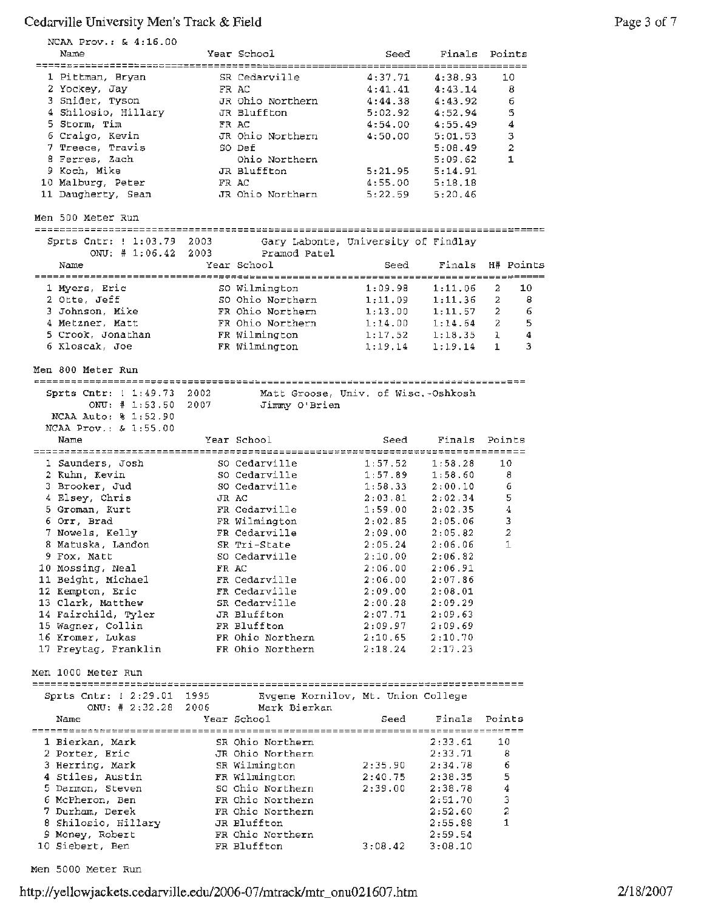NCAA Prov.: & 4:16.00

| Name | Year | School | Seed | Finals | Points |
|---|---|---|---|---|---|
| 1 Pittman, Bryan | SR | Cedarville | 4:37.71 | 4:38.93 | 10 |
| 2 Yockey, Jay | FR | AC | 4:41.41 | 4:43.14 | 8 |
| 3 Snider, Tyson | JR | Ohio Northern | 4:44.38 | 4:43.92 | 6 |
| 4 Shilosio, Hillary | JR | Bluffton | 5:02.92 | 4:52.94 | 5 |
| 5 Storm, Tim | FR | AC | 4:54.00 | 4:55.49 | 4 |
| 6 Craigo, Kevin | JR | Ohio Northern | 4:50.00 | 5:01.53 | 3 |
| 7 Treece, Travis | SO | Def | | 5:08.49 | 2 |
| 8 Ferres, Zach | | Ohio Northern | | 5:09.62 | 1 |
| 9 Koch, Mike | JR | Bluffton | 5:21.95 | 5:14.91 | |
| 10 Malburg, Peter | FR | AC | 4:55.00 | 5:18.18 | |
| 11 Daugherty, Sean | JR | Ohio Northern | 5:22.59 | 5:20.46 | |

## Men 500 Meter Run

Sprts Cntr: ! 1:03.79 2003 Gary Labonte, University of Findlay
ONU: # 1:06.42 2003 Pramod Patel

| Name | Year | School | Seed | Finals | H# | Points |
|---|---|---|---|---|---|---|
| 1 Myers, Eric | SO | Wilmington | 1:09.98 | 1:11.06 | 2 | 10 |
| 2 Otte, Jeff | SO | Ohio Northern | 1:11.09 | 1:11.36 | 2 | 8 |
| 3 Johnson, Mike | FR | Ohio Northern | 1:13.00 | 1:11.57 | 2 | 6 |
| 4 Metzner, Matt | FR | Ohio Northern | 1:14.00 | 1:14.64 | 2 | 5 |
| 5 Crook, Jonathan | FR | Wilmington | 1:17.52 | 1:18.35 | 1 | 4 |
| 6 Kloscak, Joe | FR | Wilmington | 1:19.14 | 1:19.14 | 1 | 3 |

## Men 800 Meter Run

Sprts Cntr: ! 1:49.73 2002 Matt Groose, Univ. of Wisc.-Oshkosh
ONU: # 1:53.50 2007 Jimmy O'Brien
NCAA Auto: % 1:52.90
NCAA Prov.: & 1:55.00

| Name | Year | School | Seed | Finals | Points |
|---|---|---|---|---|---|
| 1 Saunders, Josh | SO | Cedarville | 1:57.52 | 1:58.28 | 10 |
| 2 Kuhn, Kevin | SO | Cedarville | 1:57.89 | 1:58.60 | 8 |
| 3 Brooker, Jud | SO | Cedarville | 1:58.33 | 2:00.10 | 6 |
| 4 Elsey, Chris | JR | AC | 2:03.81 | 2:02.34 | 5 |
| 5 Groman, Kurt | FR | Cedarville | 1:59.00 | 2:02.35 | 4 |
| 6 Orr, Brad | FR | Wilmington | 2:02.85 | 2:05.06 | 3 |
| 7 Nowels, Kelly | FR | Cedarville | 2:09.00 | 2:05.82 | 2 |
| 8 Matuska, Landon | SR | Tri-State | 2:05.24 | 2:06.06 | 1 |
| 9 Fox, Matt | SO | Cedarville | 2:10.00 | 2:06.82 | |
| 10 Mossing, Neal | FR | AC | 2:06.00 | 2:06.91 | |
| 11 Beight, Michael | FR | Cedarville | 2:06.00 | 2:07.86 | |
| 12 Kempton, Eric | FR | Cedarville | 2:09.00 | 2:08.01 | |
| 13 Clark, Matthew | SR | Cedarville | 2:00.28 | 2:09.29 | |
| 14 Fairchild, Tyler | JR | Bluffton | 2:07.71 | 2:09.63 | |
| 15 Wagner, Collin | FR | Bluffton | 2:09.97 | 2:09.69 | |
| 16 Kromer, Lukas | FR | Ohio Northern | 2:10.65 | 2:10.70 | |
| 17 Freytag, Franklin | FR | Ohio Northern | 2:18.24 | 2:17.23 | |

## Men 1000 Meter Run

Sprts Cntr: ! 2:29.01 1995 Evgene Kornilov, Mt. Union College
ONU: # 2:32.28 2006 Mark Bierkan

| Name | Year | School | Seed | Finals | Points |
|---|---|---|---|---|---|
| 1 Bierkan, Mark | SR | Ohio Northern | | 2:33.61 | 10 |
| 2 Porter, Eric | JR | Ohio Northern | | 2:33.71 | 8 |
| 3 Herring, Mark | SR | Wilmington | 2:35.90 | 2:34.78 | 6 |
| 4 Stiles, Austin | FR | Wilmington | 2:40.75 | 2:38.35 | 5 |
| 5 Dermon, Steven | SO | Ohio Northern | 2:39.00 | 2:38.78 | 4 |
| 6 McPheron, Ben | FR | Ohio Northern | | 2:51.70 | 3 |
| 7 Durham, Derek | FR | Ohio Northern | | 2:52.60 | 2 |
| 8 Shilosio, Hillary | JR | Bluffton | | 2:55.88 | 1 |
| 9 Money, Robert | FR | Ohio Northern | | 2:59.54 | |
| 10 Siebert, Ben | FR | Bluffton | 3:08.42 | 3:08.10 | |

## Men 5000 Meter Run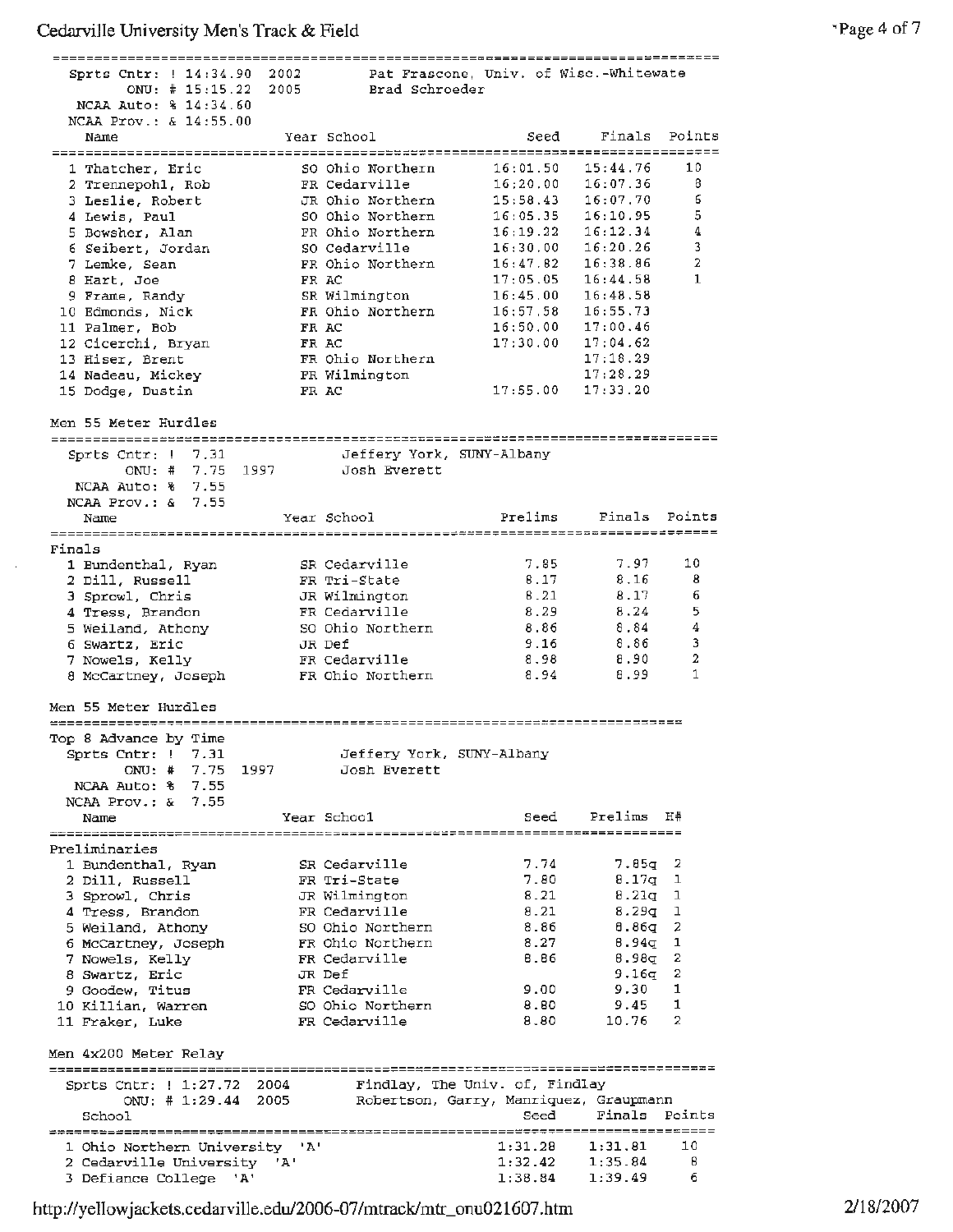Sprts Cntr: ! 14:34.90 2002 Pat Frascone, Univ. of Wisc.-Whitewate
ONU: # 15:15.22 2005 Brad Schroeder
NCAA Auto: % 14:34.60
NCAA Prov.: & 14:55.00

| Name | Year | School | Seed | Finals | Points |
|---|---|---|---|---|---|
| 1 Thatcher, Eric | SO | Ohio Northern | 16:01.50 | 15:44.76 | 10 |
| 2 Trennepohl, Rob | FR | Cedarville | 16:20.00 | 16:07.36 | 8 |
| 3 Leslie, Robert | JR | Ohio Northern | 15:58.43 | 16:07.70 | 6 |
| 4 Lewis, Paul | SO | Ohio Northern | 16:05.35 | 16:10.95 | 5 |
| 5 Bowsher, Alan | FR | Ohio Northern | 16:19.22 | 16:12.34 | 4 |
| 6 Seibert, Jordan | SO | Cedarville | 16:30.00 | 16:20.26 | 3 |
| 7 Lemke, Sean | FR | Ohio Northern | 16:47.82 | 16:38.86 | 2 |
| 8 Hart, Joe | FR | AC | 17:05.05 | 16:44.58 | 1 |
| 9 Frame, Randy | SR | Wilmington | 16:45.00 | 16:48.58 | |
| 10 Edmonds, Nick | FR | Ohio Northern | 16:57.58 | 16:55.73 | |
| 11 Palmer, Bob | FR | AC | 16:50.00 | 17:00.46 | |
| 12 Cicerchi, Bryan | FR | AC | 17:30.00 | 17:04.62 | |
| 13 Hiser, Brent | FR | Ohio Northern | | 17:18.29 | |
| 14 Nadeau, Mickey | FR | Wilmington | | 17:28.29 | |
| 15 Dodge, Dustin | FR | AC | 17:55.00 | 17:33.20 | |

## Men 55 Meter Hurdles

Sprts Cntr: ! 7.31 Jeffery York, SUNY-Albany
ONU: # 7.75 1997 Josh Everett
NCAA Auto: % 7.55
NCAA Prov.: & 7.55

Finals

| Name | Year | School | Prelims | Finals | Points |
|---|---|---|---|---|---|
| 1 Bundenthal, Ryan | SR | Cedarville | 7.85 | 7.97 | 10 |
| 2 Dill, Russell | FR | Tri-State | 8.17 | 8.16 | 8 |
| 3 Sprowl, Chris | JR | Wilmington | 8.21 | 8.17 | 6 |
| 4 Tress, Brandon | FR | Cedarville | 8.29 | 8.24 | 5 |
| 5 Weiland, Athony | SO | Ohio Northern | 8.86 | 8.84 | 4 |
| 6 Swartz, Eric | JR | Def | 9.16 | 8.86 | 3 |
| 7 Nowels, Kelly | FR | Cedarville | 8.98 | 8.90 | 2 |
| 8 McCartney, Joseph | FR | Ohio Northern | 8.94 | 8.99 | 1 |

## Men 55 Meter Hurdles

Top 8 Advance by Time
Sprts Cntr: ! 7.31 Jeffery York, SUNY-Albany
ONU: # 7.75 1997 Josh Everett
NCAA Auto: % 7.55
NCAA Prov.: & 7.55

Preliminaries

| Name | Year | School | Seed | Prelims | H# |
|---|---|---|---|---|---|
| 1 Bundenthal, Ryan | SR | Cedarville | 7.74 | 7.85q | 2 |
| 2 Dill, Russell | FR | Tri-State | 7.80 | 8.17q | 1 |
| 3 Sprowl, Chris | JR | Wilmington | 8.21 | 8.21q | 1 |
| 4 Tress, Brandon | FR | Cedarville | 8.21 | 8.29q | 1 |
| 5 Weiland, Athony | SO | Ohio Northern | 8.86 | 8.86q | 2 |
| 6 McCartney, Joseph | FR | Ohio Northern | 8.27 | 8.94q | 1 |
| 7 Nowels, Kelly | FR | Cedarville | 8.86 | 8.98q | 2 |
| 8 Swartz, Eric | JR | Def | | 9.16q | 2 |
| 9 Goodew, Titus | FR | Cedarville | 9.00 | 9.30 | 1 |
| 10 Killian, Warren | SO | Ohio Northern | 8.80 | 9.45 | 1 |
| 11 Fraker, Luke | FR | Cedarville | 8.80 | 10.76 | 2 |

## Men 4x200 Meter Relay

Sprts Cntr: ! 1:27.72 2004 Findlay, The Univ. of, Findlay
ONU: # 1:29.44 2005 Robertson, Garry, Manriquez, Graupmann

| School | Seed | Finals | Points |
|---|---|---|---|
| 1 Ohio Northern University 'A' | 1:31.28 | 1:31.81 | 10 |
| 2 Cedarville University 'A' | 1:32.42 | 1:35.84 | 8 |
| 3 Defiance College 'A' | 1:38.84 | 1:39.49 | 6 |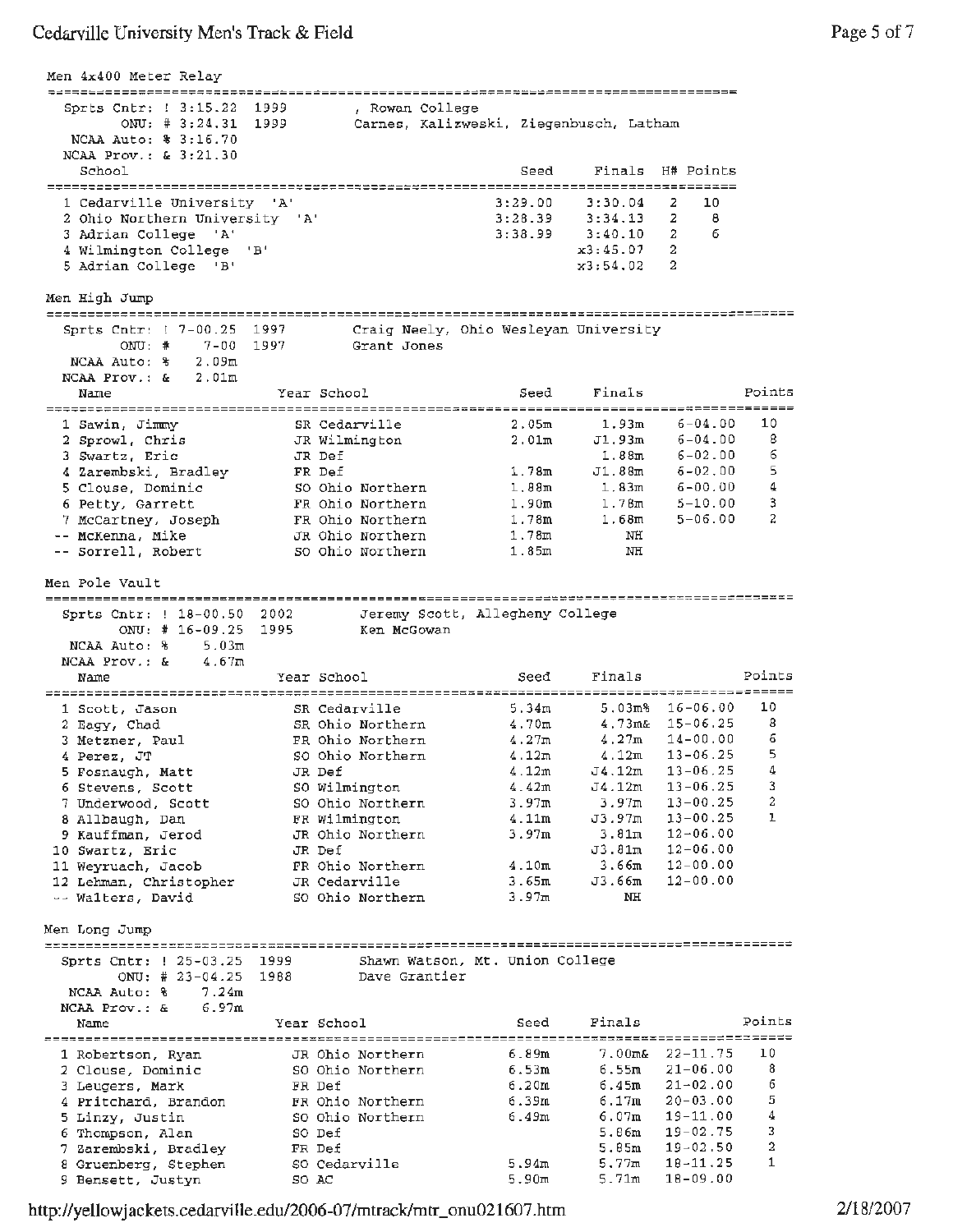## Men 4x400 Meter Relay

Sprts Cntr: ! 3:15.22 1999 , Rowan College
ONU: # 3:24.31 1999 Carnes, Kalizweski, Ziegenbusch, Latham
NCAA Auto: % 3:16.70
NCAA Prov.: & 3:21.30

| | School | Seed | Finals | H# | Points |
|---|---|---|---|---|---|
| 1 | Cedarville University 'A' | 3:29.00 | 3:30.04 | 2 | 10 |
| 2 | Ohio Northern University 'A' | 3:28.39 | 3:34.13 | 2 | 8 |
| 3 | Adrian College 'A' | 3:38.99 | 3:40.10 | 2 | 6 |
| 4 | Wilmington College 'B' | | x3:45.07 | 2 | |
| 5 | Adrian College 'B' | | x3:54.02 | 2 | |

## Men High Jump

Sprts Cntr: ! 7-00.25 1997 Craig Neely, Ohio Wesleyan University
ONU: # 7-00 1997 Grant Jones
NCAA Auto: % 2.09m
NCAA Prov.: & 2.01m

| | Name | Year | School | Seed | Finals | | Points |
|---|---|---|---|---|---|---|---|
| 1 | Sawin, Jimmy | SR | Cedarville | 2.05m | 1.93m | 6-04.00 | 10 |
| 2 | Sprowl, Chris | JR | Wilmington | 2.01m | J1.93m | 6-04.00 | 8 |
| 3 | Swartz, Eric | JR | Def | | 1.88m | 6-02.00 | 6 |
| 4 | Zarembski, Bradley | FR | Def | 1.78m | J1.88m | 6-02.00 | 5 |
| 5 | Clouse, Dominic | SO | Ohio Northern | 1.88m | 1.83m | 6-00.00 | 4 |
| 6 | Petty, Garrett | FR | Ohio Northern | 1.90m | 1.78m | 5-10.00 | 3 |
| 7 | McCartney, Joseph | FR | Ohio Northern | 1.78m | 1.68m | 5-06.00 | 2 |
| -- | McKenna, Mike | JR | Ohio Northern | 1.78m | NH | | |
| -- | Sorrell, Robert | SO | Ohio Northern | 1.85m | NH | | |

## Men Pole Vault

Sprts Cntr: ! 18-00.50 2002 Jeremy Scott, Allegheny College
ONU: # 16-09.25 1995 Ken McGowan
NCAA Auto: % 5.03m
NCAA Prov.: & 4.67m

| | Name | Year | School | Seed | Finals | | Points |
|---|---|---|---|---|---|---|---|
| 1 | Scott, Jason | SR | Cedarville | 5.34m | 5.03m% | 16-06.00 | 10 |
| 2 | Eagy, Chad | SR | Ohio Northern | 4.70m | 4.73m& | 15-06.25 | 8 |
| 3 | Metzner, Paul | FR | Ohio Northern | 4.27m | 4.27m | 14-00.00 | 6 |
| 4 | Perez, JT | SO | Ohio Northern | 4.12m | 4.12m | 13-06.25 | 5 |
| 5 | Fosnaugh, Matt | JR | Def | 4.12m | J4.12m | 13-06.25 | 4 |
| 6 | Stevens, Scott | SO | Wilmington | 4.42m | J4.12m | 13-06.25 | 3 |
| 7 | Underwood, Scott | SO | Ohio Northern | 3.97m | 3.97m | 13-00.25 | 2 |
| 8 | Allbaugh, Dan | FR | Wilmington | 4.11m | J3.97m | 13-00.25 | 1 |
| 9 | Kauffman, Jerod | JR | Ohio Northern | 3.97m | 3.81m | 12-06.00 | |
| 10 | Swartz, Eric | JR | Def | | J3.81m | 12-06.00 | |
| 11 | Weyruach, Jacob | FR | Ohio Northern | 4.10m | 3.66m | 12-00.00 | |
| 12 | Lehman, Christopher | JR | Cedarville | 3.65m | J3.66m | 12-00.00 | |
| -- | Walters, David | SO | Ohio Northern | 3.97m | NH | | |

## Men Long Jump

Sprts Cntr: ! 25-03.25 1999 Shawn Watson, Mt. Union College
ONU: # 23-04.25 1988 Dave Grantier
NCAA Auto: % 7.24m
NCAA Prov.: & 6.97m

| | Name | Year | School | Seed | Finals | | Points |
|---|---|---|---|---|---|---|---|
| 1 | Robertson, Ryan | JR | Ohio Northern | 6.89m | 7.00m& | 22-11.75 | 10 |
| 2 | Clouse, Dominic | SO | Ohio Northern | 6.53m | 6.55m | 21-06.00 | 8 |
| 3 | Leugers, Mark | FR | Def | 6.20m | 6.45m | 21-02.00 | 6 |
| 4 | Pritchard, Brandon | FR | Ohio Northern | 6.39m | 6.17m | 20-03.00 | 5 |
| 5 | Linzy, Justin | SO | Ohio Northern | 6.49m | 6.07m | 19-11.00 | 4 |
| 6 | Thompson, Alan | SO | Def | | 5.86m | 19-02.75 | 3 |
| 7 | Zarembski, Bradley | FR | Def | | 5.85m | 19-02.50 | 2 |
| 8 | Gruenberg, Stephen | SO | Cedarville | 5.94m | 5.77m | 18-11.25 | 1 |
| 9 | Bensett, Justyn | SO | AC | 5.90m | 5.71m | 18-09.00 | |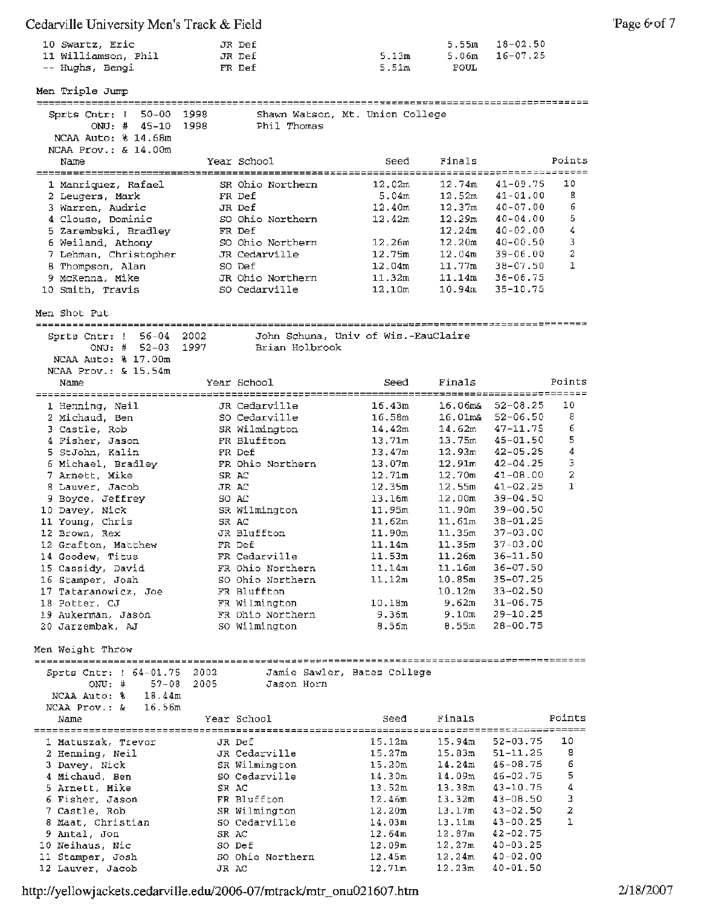| | Name | Year | School | Seed | Finals | | Points |
|---|---|---|---|---|---|---|---|
| 10 | Swartz, Eric | JR | Def | | 5.55m | 18-02.50 | |
| 11 | Williamson, Phil | JR | Def | 5.13m | 5.06m | 16-07.25 | |
| -- | Hughs, Bengi | FR | Def | 5.51m | FOUL | | |

## Men Triple Jump

Sprts Cntr: ! 50-00 1998 Shawn Watson, Mt. Union College
ONU: # 45-10 1998 Phil Thomas
NCAA Auto: % 14.68m
NCAA Prov.: & 14.00m

| | Name | Year | School | Seed | Finals | | Points |
|---|---|---|---|---|---|---|---|
| 1 | Manriquez, Rafael | SR | Ohio Northern | 12.02m | 12.74m | 41-09.75 | 10 |
| 2 | Leugers, Mark | FR | Def | 5.04m | 12.52m | 41-01.00 | 8 |
| 3 | Warren, Audric | JR | Def | 12.40m | 12.37m | 40-07.00 | 6 |
| 4 | Clouse, Dominic | SO | Ohio Northern | 12.42m | 12.29m | 40-04.00 | 5 |
| 5 | Zarembski, Bradley | FR | Def | | 12.24m | 40-02.00 | 4 |
| 6 | Weiland, Athony | SO | Ohio Northern | 12.26m | 12.20m | 40-00.50 | 3 |
| 7 | Lehman, Christopher | JR | Cedarville | 12.75m | 12.04m | 39-06.00 | 2 |
| 8 | Thompson, Alan | SO | Def | 12.04m | 11.77m | 38-07.50 | 1 |
| 9 | McKenna, Mike | JR | Ohio Northern | 11.32m | 11.14m | 36-06.75 | |
| 10 | Smith, Travis | SO | Cedarville | 12.10m | 10.94m | 35-10.75 | |

## Men Shot Put

Sprts Cntr: ! 56-04 2002 John Schuna, Univ of Wis.-EauClaire
ONU: # 52-03 1997 Brian Holbrook
NCAA Auto: % 17.00m
NCAA Prov.: & 15.54m

| | Name | Year | School | Seed | Finals | | Points |
|---|---|---|---|---|---|---|---|
| 1 | Henning, Neil | JR | Cedarville | 16.43m | 16.06m& | 52-08.25 | 10 |
| 2 | Michaud, Ben | SO | Cedarville | 16.58m | 16.01m& | 52-06.50 | 8 |
| 3 | Castle, Rob | SR | Wilmington | 14.42m | 14.62m | 47-11.75 | 6 |
| 4 | Fisher, Jason | FR | Bluffton | 13.71m | 13.75m | 45-01.50 | 5 |
| 5 | StJohn, Kalin | FR | Def | 13.47m | 12.93m | 42-05.25 | 4 |
| 6 | Michael, Bradley | FR | Ohio Northern | 13.07m | 12.91m | 42-04.25 | 3 |
| 7 | Arnett, Mike | SR | AC | 12.71m | 12.70m | 41-08.00 | 2 |
| 8 | Lauver, Jacob | JR | AC | 12.35m | 12.55m | 41-02.25 | 1 |
| 9 | Boyce, Jeffrey | SO | AC | 13.16m | 12.00m | 39-04.50 | |
| 10 | Davey, Nick | SR | Wilmington | 11.95m | 11.90m | 39-00.50 | |
| 11 | Young, Chris | SR | AC | 11.62m | 11.61m | 38-01.25 | |
| 12 | Brown, Rex | JR | Bluffton | 11.90m | 11.35m | 37-03.00 | |
| 13 | Grafton, Matthew | FR | Def | 11.14m | 11.35m | 37-03.00 | |
| 14 | Goodew, Titus | FR | Cedarville | 11.53m | 11.26m | 36-11.50 | |
| 15 | Cassidy, David | FR | Ohio Northern | 11.14m | 11.16m | 36-07.50 | |
| 16 | Stamper, Josh | SO | Ohio Northern | 11.12m | 10.85m | 35-07.25 | |
| 17 | Tataranowicz, Joe | FR | Bluffton | | 10.12m | 33-02.50 | |
| 18 | Potter, CJ | FR | Wilmington | 10.18m | 9.62m | 31-06.75 | |
| 19 | Aukerman, Jason | FR | Ohio Northern | 9.36m | 9.10m | 29-10.25 | |
| 20 | Jarzembak, AJ | SO | Wilmington | 8.56m | 8.55m | 28-00.75 | |

## Men Weight Throw

Sprts Cntr: ! 64-01.75 2002 Jamie Sawler, Bates College
ONU: # 57-08 2005 Jason Horn
NCAA Auto: % 18.44m
NCAA Prov.: & 16.56m

| | Name | Year | School | Seed | Finals | | Points |
|---|---|---|---|---|---|---|---|
| 1 | Matuszak, Trevor | JR | Def | 15.12m | 15.94m | 52-03.75 | 10 |
| 2 | Henning, Neil | JR | Cedarville | 15.27m | 15.83m | 51-11.25 | 8 |
| 3 | Davey, Nick | SR | Wilmington | 15.20m | 14.24m | 46-08.75 | 6 |
| 4 | Michaud, Ben | SO | Cedarville | 14.30m | 14.09m | 46-02.75 | 5 |
| 5 | Arnett, Mike | SR | AC | 13.52m | 13.38m | 43-10.75 | 4 |
| 6 | Fisher, Jason | FR | Bluffton | 12.46m | 13.32m | 43-08.50 | 3 |
| 7 | Castle, Rob | SR | Wilmington | 12.20m | 13.17m | 43-02.50 | 2 |
| 8 | Maat, Christian | SO | Cedarville | 14.03m | 13.11m | 43-00.25 | 1 |
| 9 | Antal, Jon | SR | AC | 12.64m | 12.87m | 42-02.75 | |
| 10 | Neihaus, Nic | SO | Def | 12.09m | 12.27m | 40-03.25 | |
| 11 | Stamper, Josh | SO | Ohio Northern | 12.45m | 12.24m | 40-02.00 | |
| 12 | Lauver, Jacob | JR | AC | 12.71m | 12.23m | 40-01.50 | |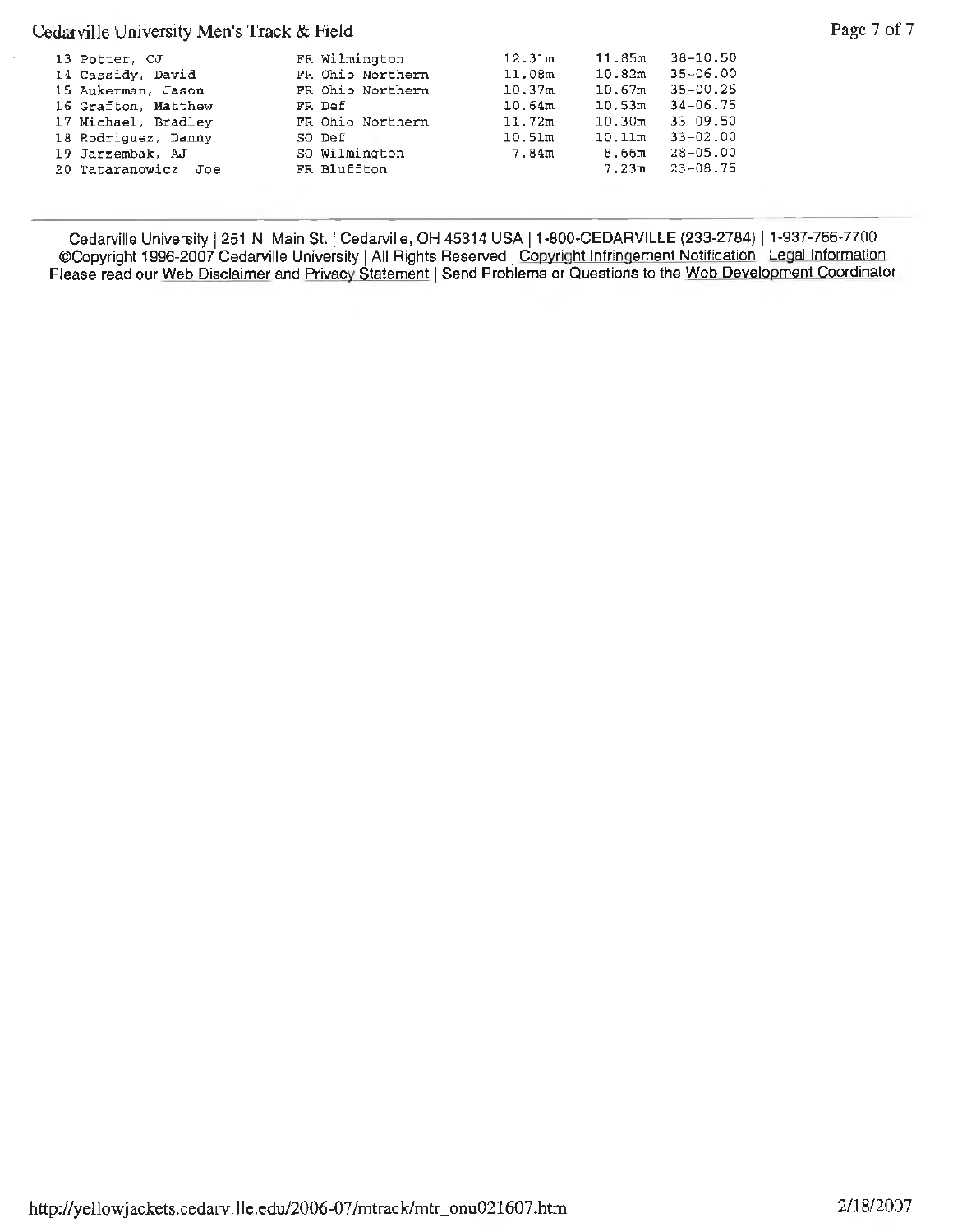| | | | | | |
|---|---|---|---|---|---|
| 13 | Potter, CJ | FR Wilmington | 12.31m | 11.85m | 38-10.50 |
| 14 | Cassidy, David | FR Ohio Northern | 11.08m | 10.82m | 35-06.00 |
| 15 | Aukerman, Jason | FR Ohio Northern | 10.37m | 10.67m | 35-00.25 |
| 16 | Grafton, Matthew | FR Def | 10.64m | 10.53m | 34-06.75 |
| 17 | Michael, Bradley | FR Ohio Northern | 11.72m | 10.30m | 33-09.50 |
| 18 | Rodriguez, Danny | SO Def | 10.51m | 10.11m | 33-02.00 |
| 19 | Jarzembak, AJ | SO Wilmington | 7.84m | 8.66m | 28-05.00 |
| 20 | Tataranowicz, Joe | FR Bluffton | | 7.23m | 23-08.75 |

Cedarville University | 251 N. Main St. | Cedarville, OH 45314 USA | 1-800-CEDARVILLE (233-2784) | 1-937-766-7700
©Copyright 1996-2007 Cedarville University | All Rights Reserved | Copyright Infringement Notification | Legal Information
Please read our Web Disclaimer and Privacy Statement | Send Problems or Questions to the Web Development Coordinator